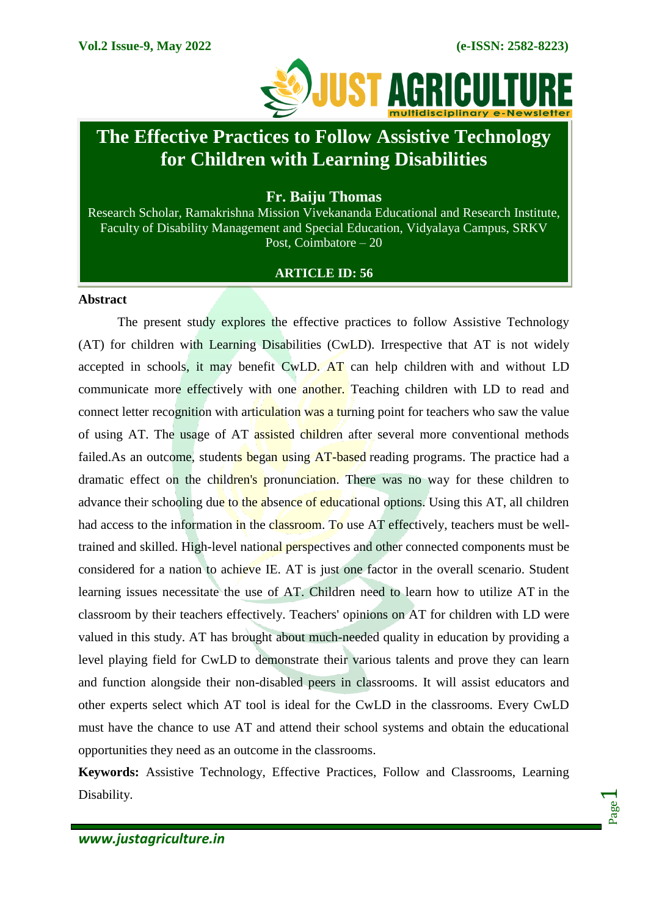# The Effective Practices to Follow Assistive Technology for Children with Learning Disabilities

**Fr. Baiju Thomas**

Research Scholar, Ramakrishna Mission Vivekananda Educational and Research Institute, Faculty of Disability Management and Special Education, Vidyalaya Campus, SRKV Post, Coimbatore – 20

**ARTICLE ID: 56**

## Abstract

The present study explores the effective practices to follow Assistive Technology (AT) for children with Learning Disabilities (CwLD). Irrespective that AT is not widely accepted in schools, it may benefit CwLD. AT can help children with and without LD communicate more effectively with one another. Teaching children with LD to read and connect letter recognition with articulation was a turning point for teachers who saw the value of using AT. The usage of AT assisted children after several more conventional methods failed.As an outcome, students began using AT-based reading programs. The practice had a dramatic effect on the children's pronunciation. There was no way for these children to advance their schooling due to the absence of educational options. Using this AT, all children had access to the information in the classroom. To use AT effectively, teachers must be well-trained and skilled. High-level national perspectives and other connected components must be considered for a nation to achieve IE. AT is just one factor in the overall scenario. Student learning issues necessitate the use of AT. Children need to learn how to utilize AT in the classroom by their teachers effectively. Teachers' opinions on AT for children with LD were valued in this study. AT has brought about much-needed quality in education by providing a level playing field for CwLD to demonstrate their various talents and prove they can learn and function alongside their non-disabled peers in classrooms. It will assist educators and other experts select which AT tool is ideal for the CwLD in the classrooms. Every CwLD must have the chance to use AT and attend their school systems and obtain the educational opportunities they need as an outcome in the classrooms.

**Keywords:** Assistive Technology, Effective Practices, Follow and Classrooms, Learning Disability.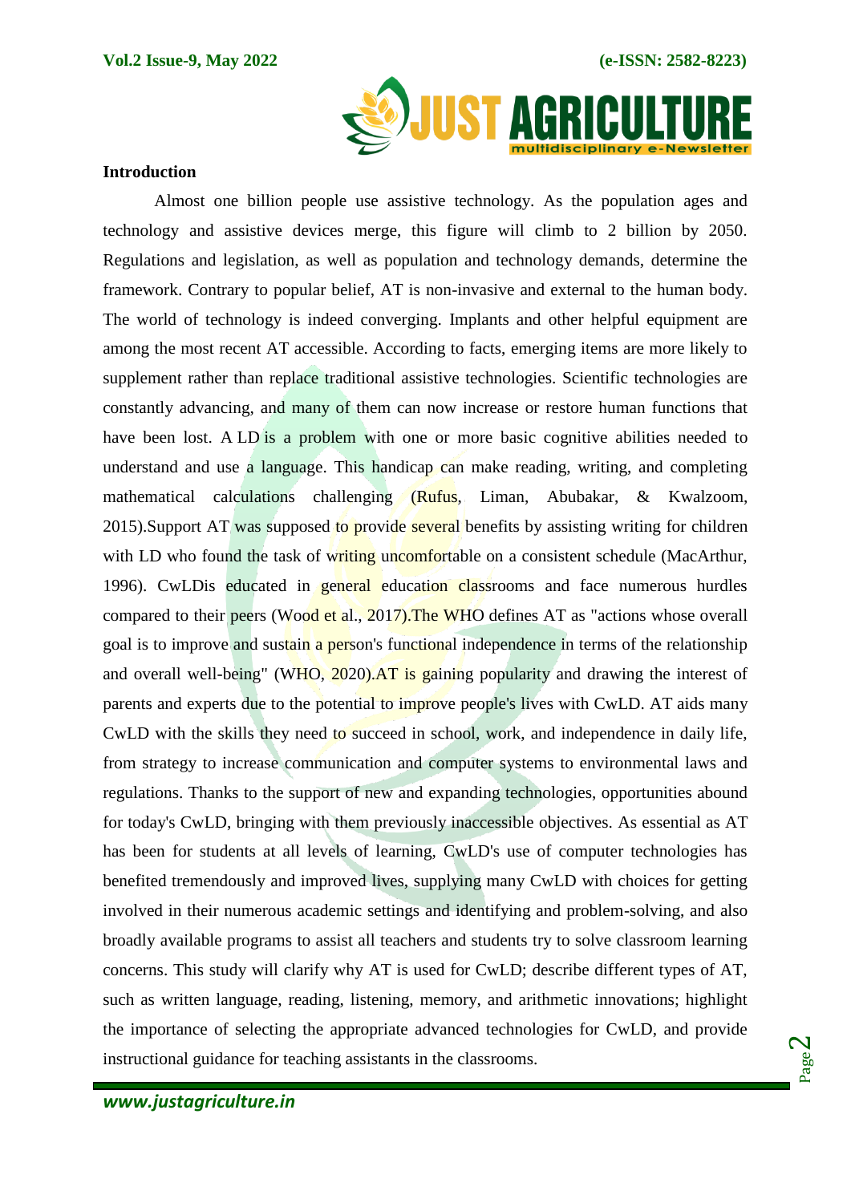## Introduction

Almost one billion people use assistive technology. As the population ages and technology and assistive devices merge, this figure will climb to 2 billion by 2050. Regulations and legislation, as well as population and technology demands, determine the framework. Contrary to popular belief, AT is non-invasive and external to the human body. The world of technology is indeed converging. Implants and other helpful equipment are among the most recent AT accessible. According to facts, emerging items are more likely to supplement rather than replace traditional assistive technologies. Scientific technologies are constantly advancing, and many of them can now increase or restore human functions that have been lost. A LD is a problem with one or more basic cognitive abilities needed to understand and use a language. This handicap can make reading, writing, and completing mathematical calculations challenging (Rufus, Liman, Abubakar, & Kwalzoom, 2015).Support AT was supposed to provide several benefits by assisting writing for children with LD who found the task of writing uncomfortable on a consistent schedule (MacArthur, 1996). CwLDis educated in general education classrooms and face numerous hurdles compared to their peers (Wood et al., 2017).The WHO defines AT as "actions whose overall goal is to improve and sustain a person's functional independence in terms of the relationship and overall well-being" (WHO, 2020).AT is gaining popularity and drawing the interest of parents and experts due to the potential to improve people's lives with CwLD. AT aids many CwLD with the skills they need to succeed in school, work, and independence in daily life, from strategy to increase communication and computer systems to environmental laws and regulations. Thanks to the support of new and expanding technologies, opportunities abound for today's CwLD, bringing with them previously inaccessible objectives. As essential as AT has been for students at all levels of learning, CwLD's use of computer technologies has benefited tremendously and improved lives, supplying many CwLD with choices for getting involved in their numerous academic settings and identifying and problem-solving, and also broadly available programs to assist all teachers and students try to solve classroom learning concerns. This study will clarify why AT is used for CwLD; describe different types of AT, such as written language, reading, listening, memory, and arithmetic innovations; highlight the importance of selecting the appropriate advanced technologies for CwLD, and provide instructional guidance for teaching assistants in the classrooms.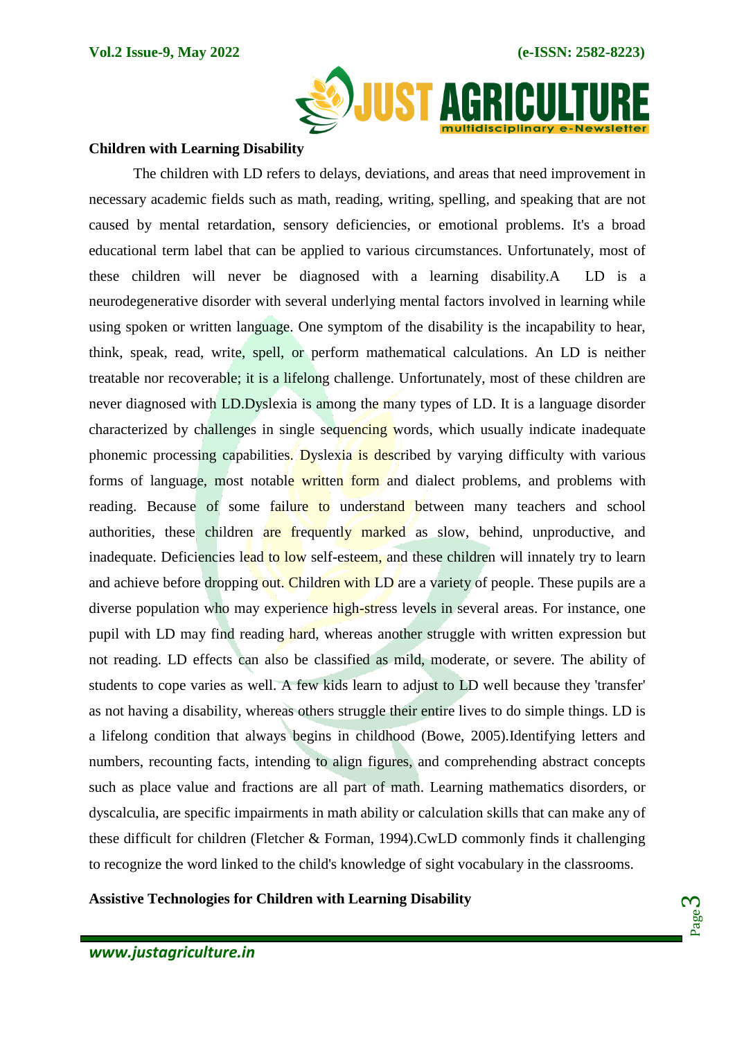**Children with Learning Disability**

The children with LD refers to delays, deviations, and areas that need improvement in necessary academic fields such as math, reading, writing, spelling, and speaking that are not caused by mental retardation, sensory deficiencies, or emotional problems. It's a broad educational term label that can be applied to various circumstances. Unfortunately, most of these children will never be diagnosed with a learning disability.A LD is a neurodegenerative disorder with several underlying mental factors involved in learning while using spoken or written language. One symptom of the disability is the incapability to hear, think, speak, read, write, spell, or perform mathematical calculations. An LD is neither treatable nor recoverable; it is a lifelong challenge. Unfortunately, most of these children are never diagnosed with LD.Dyslexia is among the many types of LD. It is a language disorder characterized by challenges in single sequencing words, which usually indicate inadequate phonemic processing capabilities. Dyslexia is described by varying difficulty with various forms of language, most notable written form and dialect problems, and problems with reading. Because of some failure to understand between many teachers and school authorities, these children are frequently marked as slow, behind, unproductive, and inadequate. Deficiencies lead to low self-esteem, and these children will innately try to learn and achieve before dropping out. Children with LD are a variety of people. These pupils are a diverse population who may experience high-stress levels in several areas. For instance, one pupil with LD may find reading hard, whereas another struggle with written expression but not reading. LD effects can also be classified as mild, moderate, or severe. The ability of students to cope varies as well. A few kids learn to adjust to LD well because they 'transfer' as not having a disability, whereas others struggle their entire lives to do simple things. LD is a lifelong condition that always begins in childhood (Bowe, 2005).Identifying letters and numbers, recounting facts, intending to align figures, and comprehending abstract concepts such as place value and fractions are all part of math. Learning mathematics disorders, or dyscalculia, are specific impairments in math ability or calculation skills that can make any of these difficult for children (Fletcher & Forman, 1994).CwLD commonly finds it challenging to recognize the word linked to the child's knowledge of sight vocabulary in the classrooms.

**Assistive Technologies for Children with Learning Disability**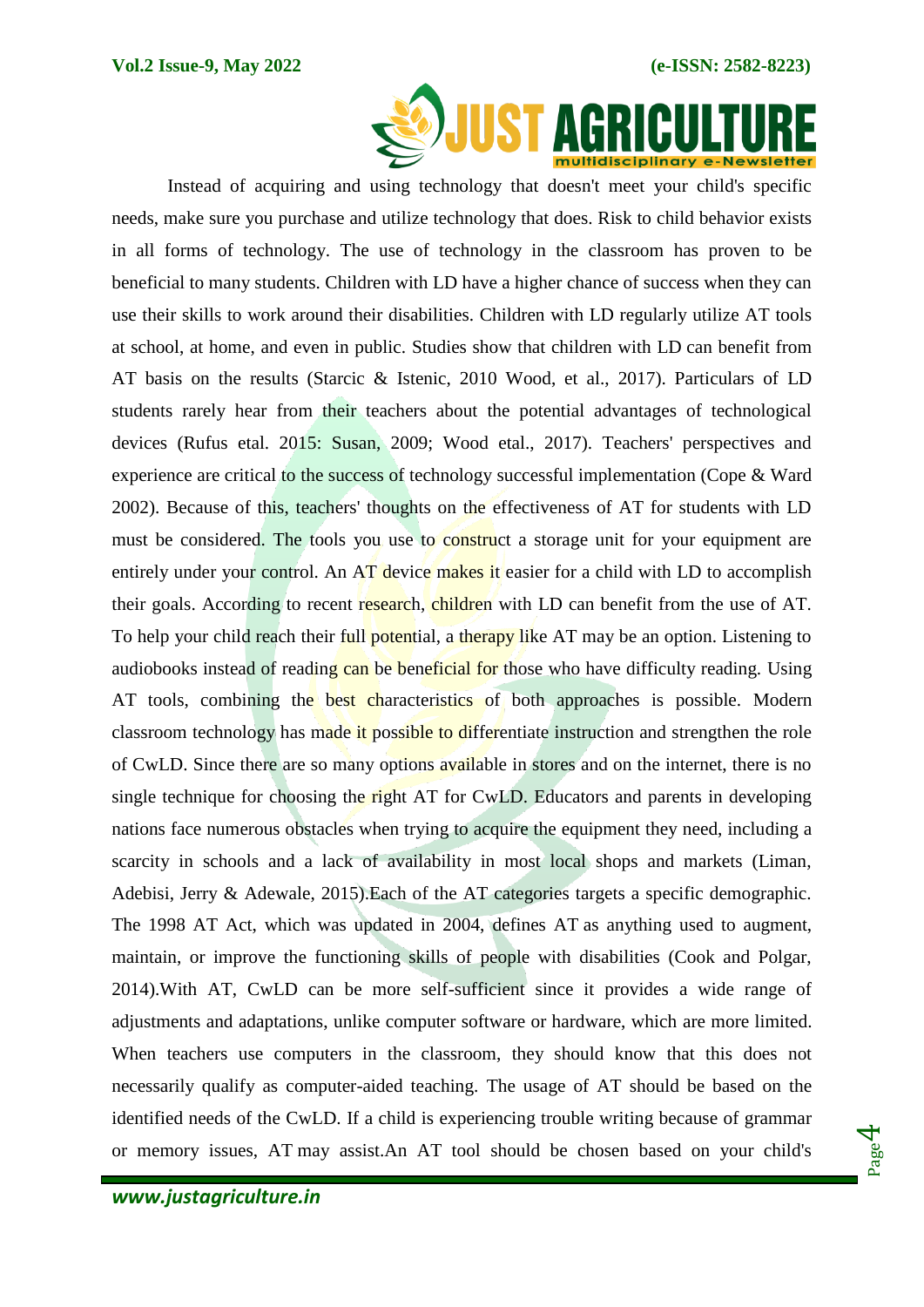Instead of acquiring and using technology that doesn't meet your child's specific needs, make sure you purchase and utilize technology that does. Risk to child behavior exists in all forms of technology. The use of technology in the classroom has proven to be beneficial to many students. Children with LD have a higher chance of success when they can use their skills to work around their disabilities. Children with LD regularly utilize AT tools at school, at home, and even in public. Studies show that children with LD can benefit from AT basis on the results (Starcic & Istenic, 2010 Wood, et al., 2017). Particulars of LD students rarely hear from their teachers about the potential advantages of technological devices (Rufus etal. 2015: Susan, 2009; Wood etal., 2017). Teachers' perspectives and experience are critical to the success of technology successful implementation (Cope & Ward 2002). Because of this, teachers' thoughts on the effectiveness of AT for students with LD must be considered. The tools you use to construct a storage unit for your equipment are entirely under your control. An AT device makes it easier for a child with LD to accomplish their goals. According to recent research, children with LD can benefit from the use of AT. To help your child reach their full potential, a therapy like AT may be an option. Listening to audiobooks instead of reading can be beneficial for those who have difficulty reading. Using AT tools, combining the best characteristics of both approaches is possible. Modern classroom technology has made it possible to differentiate instruction and strengthen the role of CwLD. Since there are so many options available in stores and on the internet, there is no single technique for choosing the right AT for CwLD. Educators and parents in developing nations face numerous obstacles when trying to acquire the equipment they need, including a scarcity in schools and a lack of availability in most local shops and markets (Liman, Adebisi, Jerry & Adewale, 2015).Each of the AT categories targets a specific demographic. The 1998 AT Act, which was updated in 2004, defines AT as anything used to augment, maintain, or improve the functioning skills of people with disabilities (Cook and Polgar, 2014).With AT, CwLD can be more self-sufficient since it provides a wide range of adjustments and adaptations, unlike computer software or hardware, which are more limited. When teachers use computers in the classroom, they should know that this does not necessarily qualify as computer-aided teaching. The usage of AT should be based on the identified needs of the CwLD. If a child is experiencing trouble writing because of grammar or memory issues, AT may assist.An AT tool should be chosen based on your child's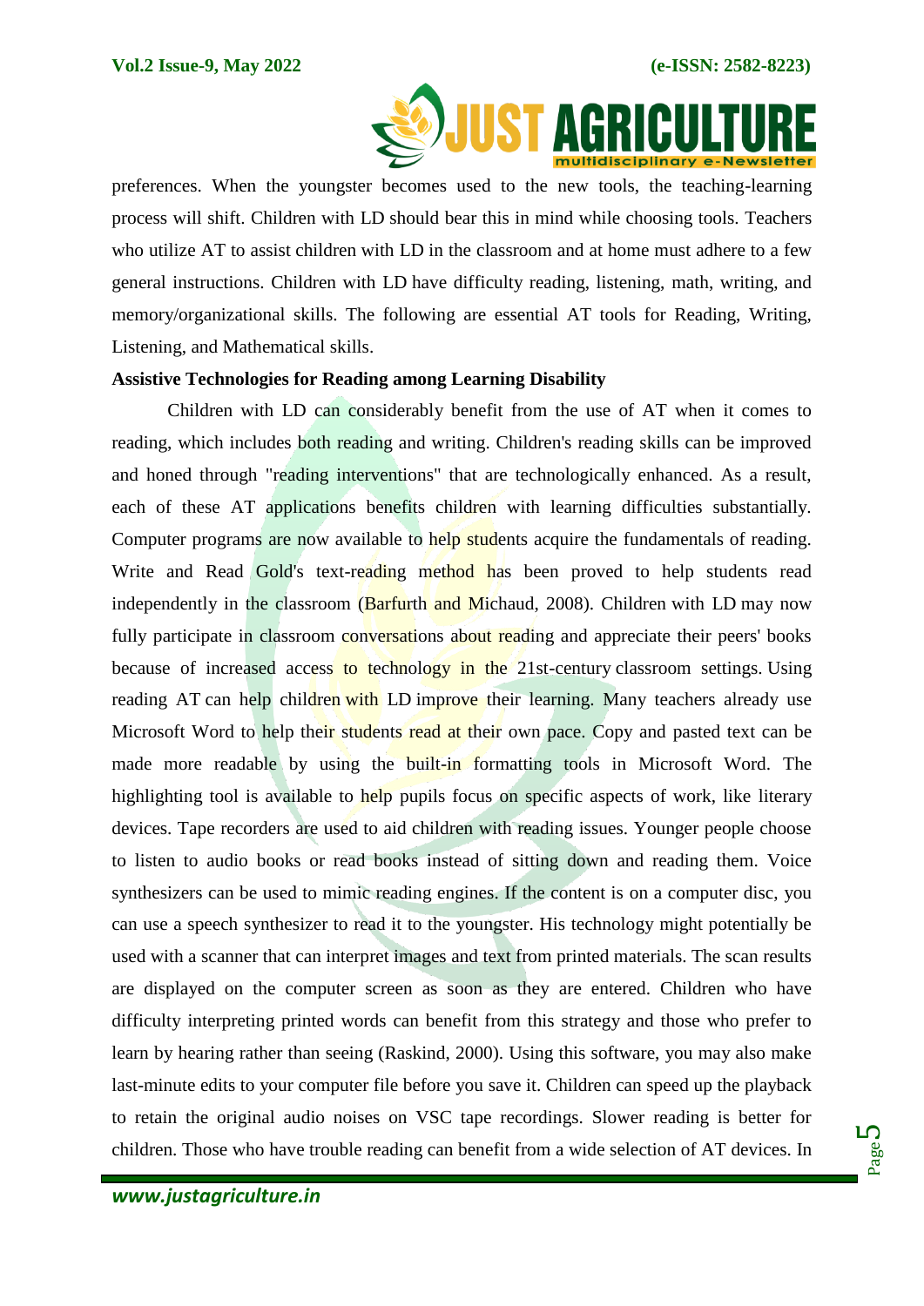preferences. When the youngster becomes used to the new tools, the teaching-learning process will shift. Children with LD should bear this in mind while choosing tools. Teachers who utilize AT to assist children with LD in the classroom and at home must adhere to a few general instructions. Children with LD have difficulty reading, listening, math, writing, and memory/organizational skills. The following are essential AT tools for Reading, Writing, Listening, and Mathematical skills.

**Assistive Technologies for Reading among Learning Disability**

Children with LD can considerably benefit from the use of AT when it comes to reading, which includes both reading and writing. Children's reading skills can be improved and honed through "reading interventions" that are technologically enhanced. As a result, each of these AT applications benefits children with learning difficulties substantially. Computer programs are now available to help students acquire the fundamentals of reading. Write and Read Gold's text-reading method has been proved to help students read independently in the classroom (Barfurth and Michaud, 2008). Children with LD may now fully participate in classroom conversations about reading and appreciate their peers' books because of increased access to technology in the 21st-century classroom settings. Using reading AT can help children with LD improve their learning. Many teachers already use Microsoft Word to help their students read at their own pace. Copy and pasted text can be made more readable by using the built-in formatting tools in Microsoft Word. The highlighting tool is available to help pupils focus on specific aspects of work, like literary devices. Tape recorders are used to aid children with reading issues. Younger people choose to listen to audio books or read books instead of sitting down and reading them. Voice synthesizers can be used to mimic reading engines. If the content is on a computer disc, you can use a speech synthesizer to read it to the youngster. His technology might potentially be used with a scanner that can interpret images and text from printed materials. The scan results are displayed on the computer screen as soon as they are entered. Children who have difficulty interpreting printed words can benefit from this strategy and those who prefer to learn by hearing rather than seeing (Raskind, 2000). Using this software, you may also make last-minute edits to your computer file before you save it. Children can speed up the playback to retain the original audio noises on VSC tape recordings. Slower reading is better for children. Those who have trouble reading can benefit from a wide selection of AT devices. In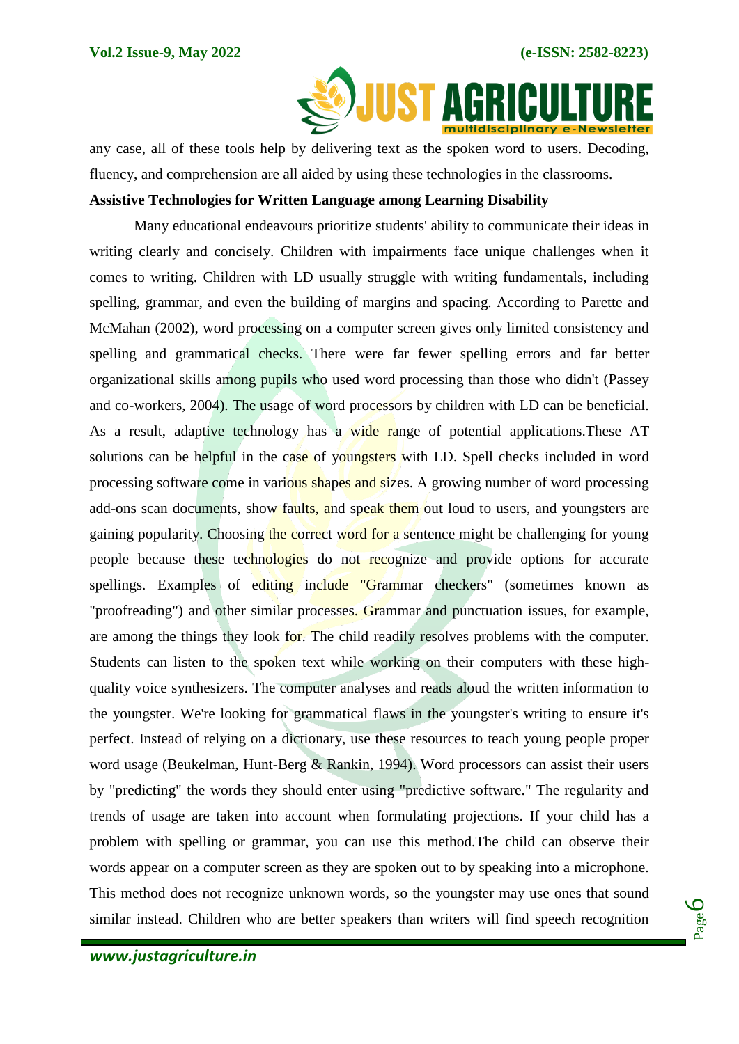any case, all of these tools help by delivering text as the spoken word to users. Decoding, fluency, and comprehension are all aided by using these technologies in the classrooms.

**Assistive Technologies for Written Language among Learning Disability**

Many educational endeavours prioritize students' ability to communicate their ideas in writing clearly and concisely. Children with impairments face unique challenges when it comes to writing. Children with LD usually struggle with writing fundamentals, including spelling, grammar, and even the building of margins and spacing. According to Parette and McMahan (2002), word processing on a computer screen gives only limited consistency and spelling and grammatical checks. There were far fewer spelling errors and far better organizational skills among pupils who used word processing than those who didn't (Passey and co-workers, 2004). The usage of word processors by children with LD can be beneficial. As a result, adaptive technology has a wide range of potential applications.These AT solutions can be helpful in the case of youngsters with LD. Spell checks included in word processing software come in various shapes and sizes. A growing number of word processing add-ons scan documents, show faults, and speak them out loud to users, and youngsters are gaining popularity. Choosing the correct word for a sentence might be challenging for young people because these technologies do not recognize and provide options for accurate spellings. Examples of editing include "Grammar checkers" (sometimes known as "proofreading") and other similar processes. Grammar and punctuation issues, for example, are among the things they look for. The child readily resolves problems with the computer. Students can listen to the spoken text while working on their computers with these high-quality voice synthesizers. The computer analyses and reads aloud the written information to the youngster. We're looking for grammatical flaws in the youngster's writing to ensure it's perfect. Instead of relying on a dictionary, use these resources to teach young people proper word usage (Beukelman, Hunt-Berg & Rankin, 1994). Word processors can assist their users by "predicting" the words they should enter using "predictive software." The regularity and trends of usage are taken into account when formulating projections. If your child has a problem with spelling or grammar, you can use this method.The child can observe their words appear on a computer screen as they are spoken out to by speaking into a microphone. This method does not recognize unknown words, so the youngster may use ones that sound similar instead. Children who are better speakers than writers will find speech recognition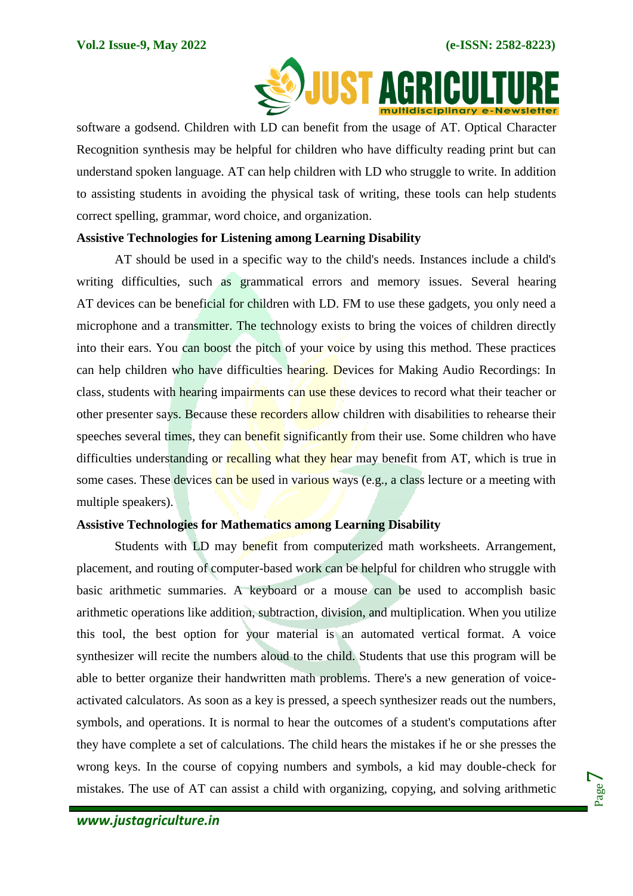software a godsend. Children with LD can benefit from the usage of AT. Optical Character Recognition synthesis may be helpful for children who have difficulty reading print but can understand spoken language. AT can help children with LD who struggle to write. In addition to assisting students in avoiding the physical task of writing, these tools can help students correct spelling, grammar, word choice, and organization.

**Assistive Technologies for Listening among Learning Disability**

AT should be used in a specific way to the child's needs. Instances include a child's writing difficulties, such as grammatical errors and memory issues. Several hearing AT devices can be beneficial for children with LD. FM to use these gadgets, you only need a microphone and a transmitter. The technology exists to bring the voices of children directly into their ears. You can boost the pitch of your voice by using this method. These practices can help children who have difficulties hearing. Devices for Making Audio Recordings: In class, students with hearing impairments can use these devices to record what their teacher or other presenter says. Because these recorders allow children with disabilities to rehearse their speeches several times, they can benefit significantly from their use. Some children who have difficulties understanding or recalling what they hear may benefit from AT, which is true in some cases. These devices can be used in various ways (e.g., a class lecture or a meeting with multiple speakers).

**Assistive Technologies for Mathematics among Learning Disability**

Students with LD may benefit from computerized math worksheets. Arrangement, placement, and routing of computer-based work can be helpful for children who struggle with basic arithmetic summaries. A keyboard or a mouse can be used to accomplish basic arithmetic operations like addition, subtraction, division, and multiplication. When you utilize this tool, the best option for your material is an automated vertical format. A voice synthesizer will recite the numbers aloud to the child. Students that use this program will be able to better organize their handwritten math problems. There's a new generation of voice-activated calculators. As soon as a key is pressed, a speech synthesizer reads out the numbers, symbols, and operations. It is normal to hear the outcomes of a student's computations after they have complete a set of calculations. The child hears the mistakes if he or she presses the wrong keys. In the course of copying numbers and symbols, a kid may double-check for mistakes. The use of AT can assist a child with organizing, copying, and solving arithmetic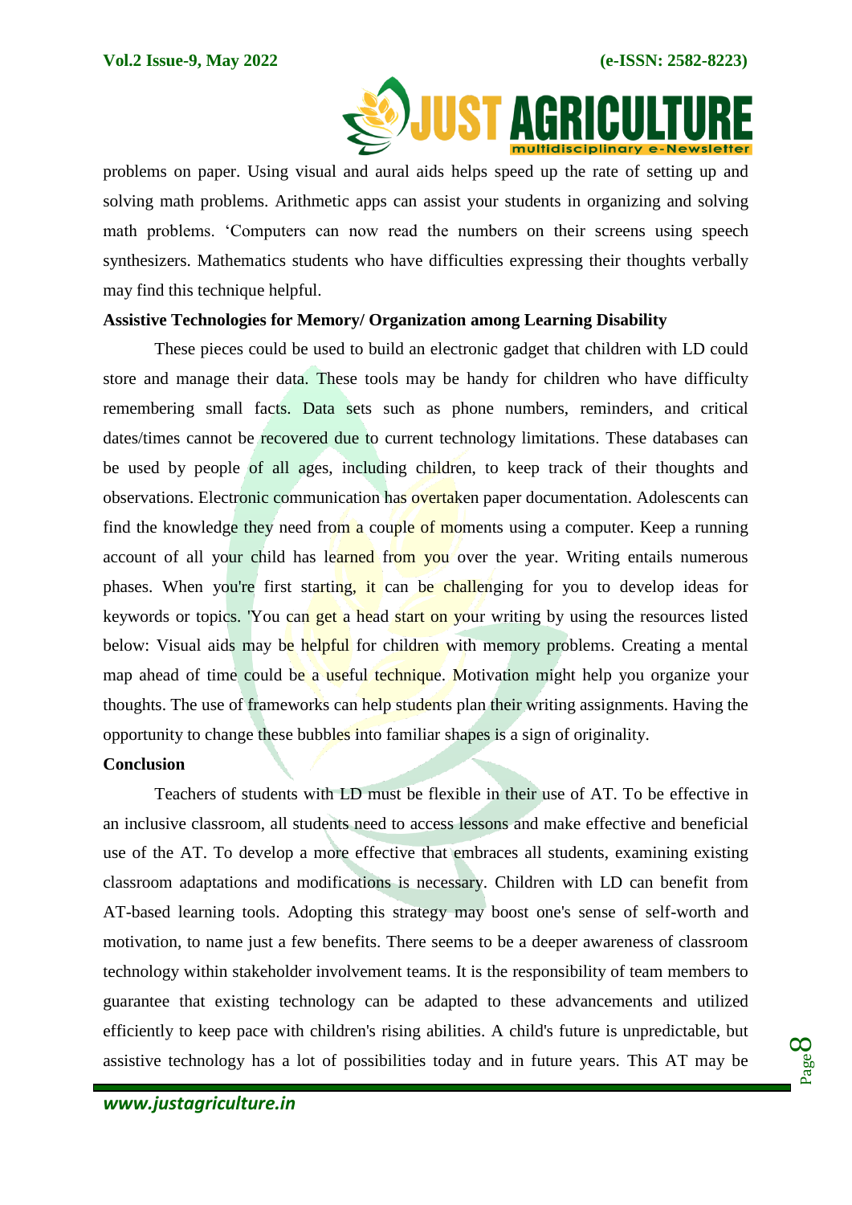problems on paper. Using visual and aural aids helps speed up the rate of setting up and solving math problems. Arithmetic apps can assist your students in organizing and solving math problems. 'Computers can now read the numbers on their screens using speech synthesizers. Mathematics students who have difficulties expressing their thoughts verbally may find this technique helpful.

**Assistive Technologies for Memory/ Organization among Learning Disability**

These pieces could be used to build an electronic gadget that children with LD could store and manage their data. These tools may be handy for children who have difficulty remembering small facts. Data sets such as phone numbers, reminders, and critical dates/times cannot be recovered due to current technology limitations. These databases can be used by people of all ages, including children, to keep track of their thoughts and observations. Electronic communication has overtaken paper documentation. Adolescents can find the knowledge they need from a couple of moments using a computer. Keep a running account of all your child has learned from you over the year. Writing entails numerous phases. When you're first starting, it can be challenging for you to develop ideas for keywords or topics. 'You can get a head start on your writing by using the resources listed below: Visual aids may be helpful for children with memory problems. Creating a mental map ahead of time could be a useful technique. Motivation might help you organize your thoughts. The use of frameworks can help students plan their writing assignments. Having the opportunity to change these bubbles into familiar shapes is a sign of originality.

**Conclusion**

Teachers of students with LD must be flexible in their use of AT. To be effective in an inclusive classroom, all students need to access lessons and make effective and beneficial use of the AT. To develop a more effective that embraces all students, examining existing classroom adaptations and modifications is necessary. Children with LD can benefit from AT-based learning tools. Adopting this strategy may boost one's sense of self-worth and motivation, to name just a few benefits. There seems to be a deeper awareness of classroom technology within stakeholder involvement teams. It is the responsibility of team members to guarantee that existing technology can be adapted to these advancements and utilized efficiently to keep pace with children's rising abilities. A child's future is unpredictable, but assistive technology has a lot of possibilities today and in future years. This AT may be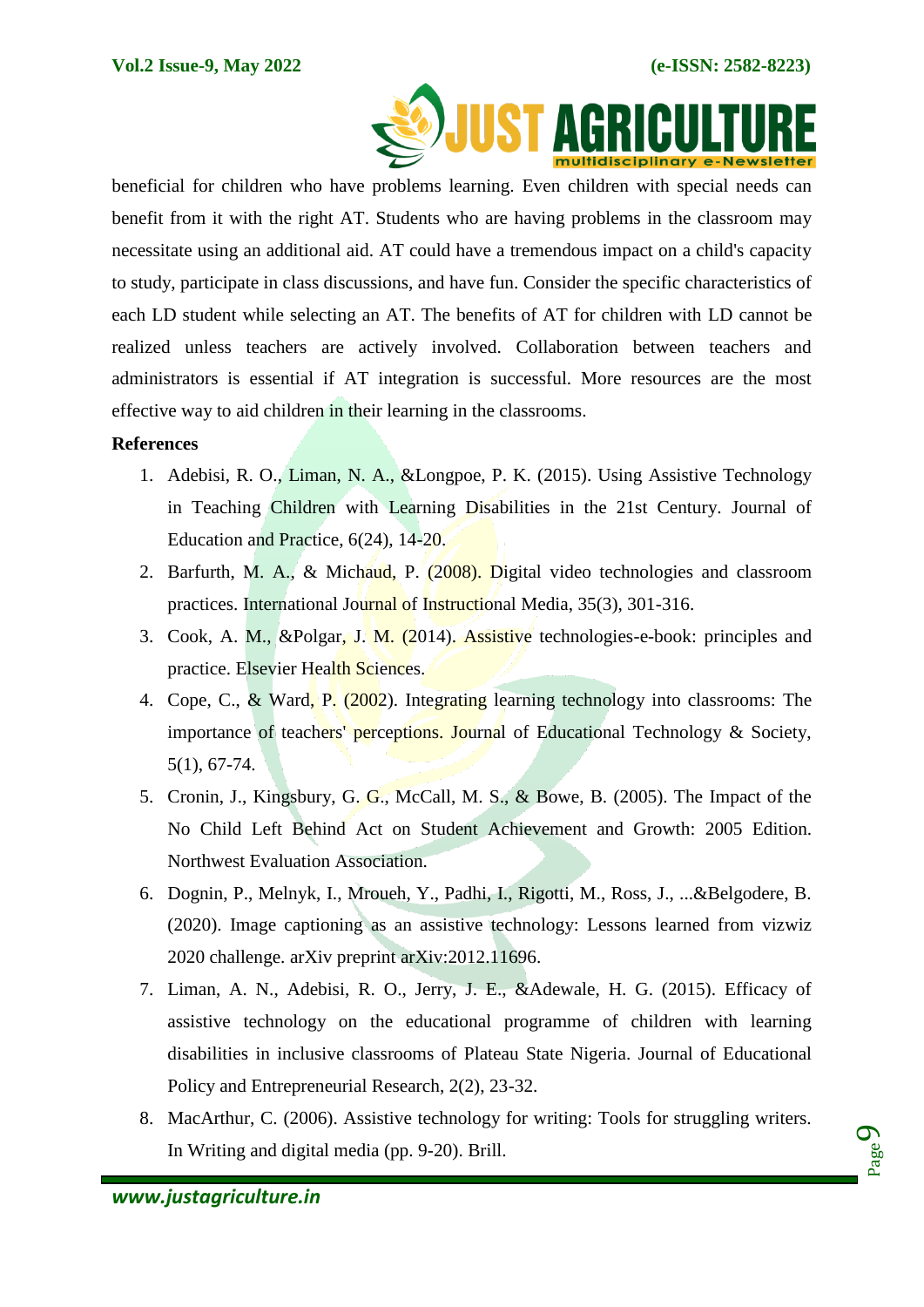beneficial for children who have problems learning. Even children with special needs can benefit from it with the right AT. Students who are having problems in the classroom may necessitate using an additional aid. AT could have a tremendous impact on a child's capacity to study, participate in class discussions, and have fun. Consider the specific characteristics of each LD student while selecting an AT. The benefits of AT for children with LD cannot be realized unless teachers are actively involved. Collaboration between teachers and administrators is essential if AT integration is successful. More resources are the most effective way to aid children in their learning in the classrooms.

**References**

1. Adebisi, R. O., Liman, N. A., &Longpoe, P. K. (2015). Using Assistive Technology in Teaching Children with Learning Disabilities in the 21st Century. Journal of Education and Practice, 6(24), 14-20.
2. Barfurth, M. A., & Michaud, P. (2008). Digital video technologies and classroom practices. International Journal of Instructional Media, 35(3), 301-316.
3. Cook, A. M., &Polgar, J. M. (2014). Assistive technologies-e-book: principles and practice. Elsevier Health Sciences.
4. Cope, C., & Ward, P. (2002). Integrating learning technology into classrooms: The importance of teachers' perceptions. Journal of Educational Technology & Society, 5(1), 67-74.
5. Cronin, J., Kingsbury, G. G., McCall, M. S., & Bowe, B. (2005). The Impact of the No Child Left Behind Act on Student Achievement and Growth: 2005 Edition. Northwest Evaluation Association.
6. Dognin, P., Melnyk, I., Mroueh, Y., Padhi, I., Rigotti, M., Ross, J., ...&Belgodere, B. (2020). Image captioning as an assistive technology: Lessons learned from vizwiz 2020 challenge. arXiv preprint arXiv:2012.11696.
7. Liman, A. N., Adebisi, R. O., Jerry, J. E., &Adewale, H. G. (2015). Efficacy of assistive technology on the educational programme of children with learning disabilities in inclusive classrooms of Plateau State Nigeria. Journal of Educational Policy and Entrepreneurial Research, 2(2), 23-32.
8. MacArthur, C. (2006). Assistive technology for writing: Tools for struggling writers. In Writing and digital media (pp. 9-20). Brill.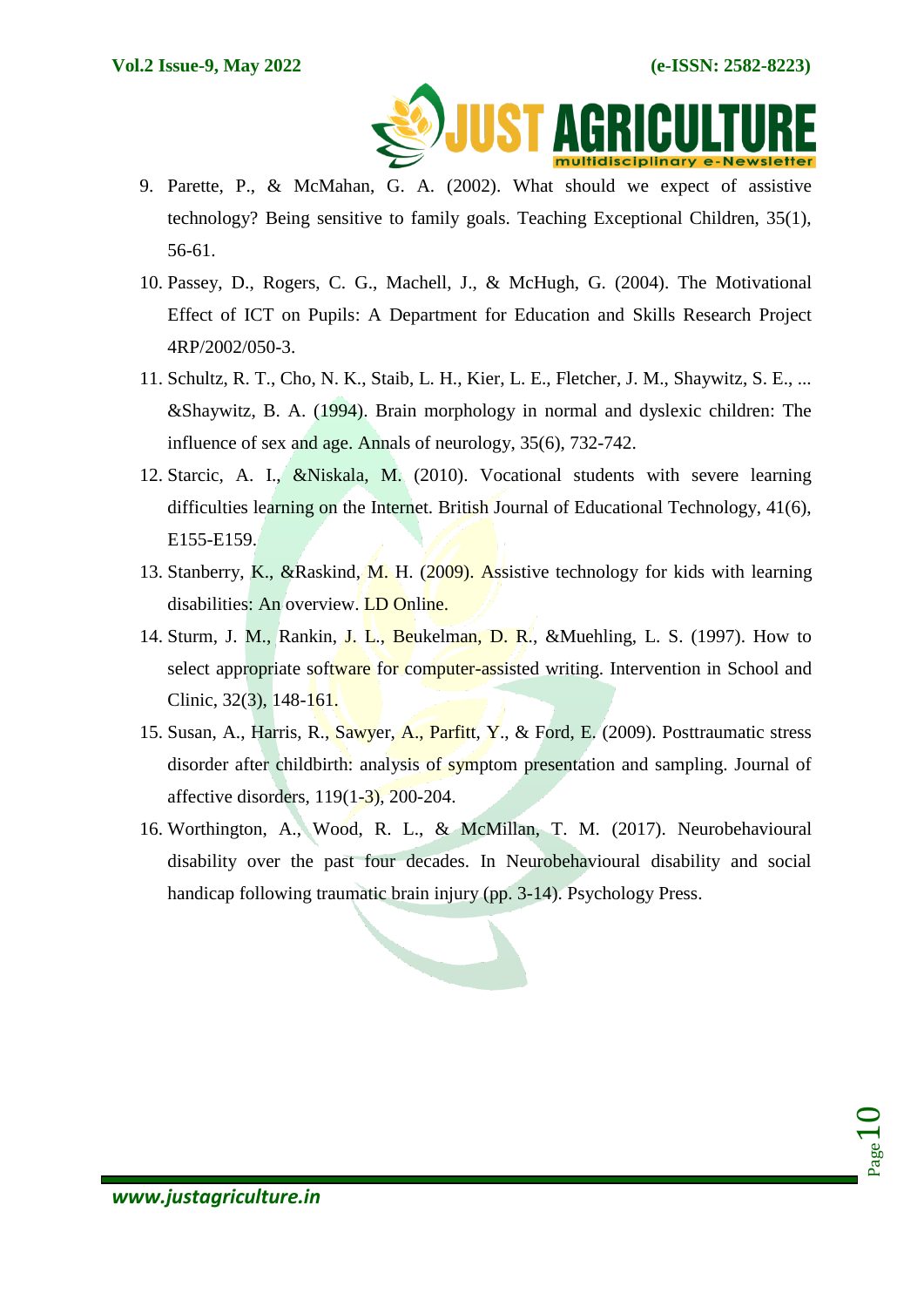9. Parette, P., & McMahan, G. A. (2002). What should we expect of assistive technology? Being sensitive to family goals. Teaching Exceptional Children, 35(1), 56-61.
10. Passey, D., Rogers, C. G., Machell, J., & McHugh, G. (2004). The Motivational Effect of ICT on Pupils: A Department for Education and Skills Research Project 4RP/2002/050-3.
11. Schultz, R. T., Cho, N. K., Staib, L. H., Kier, L. E., Fletcher, J. M., Shaywitz, S. E., ... &Shaywitz, B. A. (1994). Brain morphology in normal and dyslexic children: The influence of sex and age. Annals of neurology, 35(6), 732-742.
12. Starcic, A. I., &Niskala, M. (2010). Vocational students with severe learning difficulties learning on the Internet. British Journal of Educational Technology, 41(6), E155-E159.
13. Stanberry, K., &Raskind, M. H. (2009). Assistive technology for kids with learning disabilities: An overview. LD Online.
14. Sturm, J. M., Rankin, J. L., Beukelman, D. R., &Muehling, L. S. (1997). How to select appropriate software for computer-assisted writing. Intervention in School and Clinic, 32(3), 148-161.
15. Susan, A., Harris, R., Sawyer, A., Parfitt, Y., & Ford, E. (2009). Posttraumatic stress disorder after childbirth: analysis of symptom presentation and sampling. Journal of affective disorders, 119(1-3), 200-204.
16. Worthington, A., Wood, R. L., & McMillan, T. M. (2017). Neurobehavioural disability over the past four decades. In Neurobehavioural disability and social handicap following traumatic brain injury (pp. 3-14). Psychology Press.